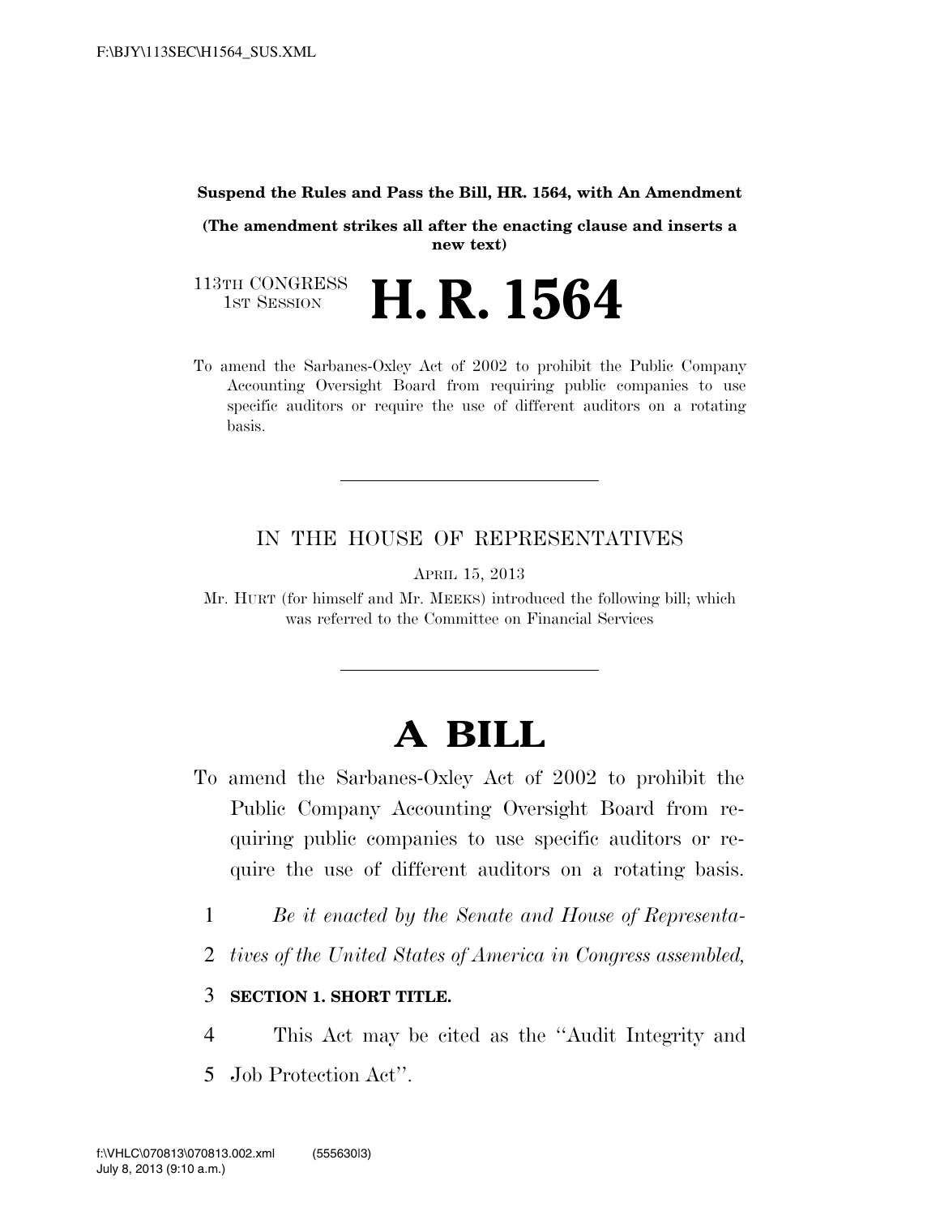**Suspend the Rules and Pass the Bill, HR. 1564, with An Amendment**

**(The amendment strikes all after the enacting clause and inserts a new text)**

113TH CONGRESS
1ST SESSION

# H. R. 1564

To amend the Sarbanes-Oxley Act of 2002 to prohibit the Public Company Accounting Oversight Board from requiring public companies to use specific auditors or require the use of different auditors on a rotating basis.

---

IN THE HOUSE OF REPRESENTATIVES

APRIL 15, 2013

Mr. HURT (for himself and Mr. MEEKS) introduced the following bill; which was referred to the Committee on Financial Services

---

# A BILL

To amend the Sarbanes-Oxley Act of 2002 to prohibit the Public Company Accounting Oversight Board from requiring public companies to use specific auditors or require the use of different auditors on a rotating basis.

1 *Be it enacted by the Senate and House of Representa-*
2 *tives of the United States of America in Congress assembled,*

3 **SECTION 1. SHORT TITLE.**

4 This Act may be cited as the ''Audit Integrity and
5 Job Protection Act''.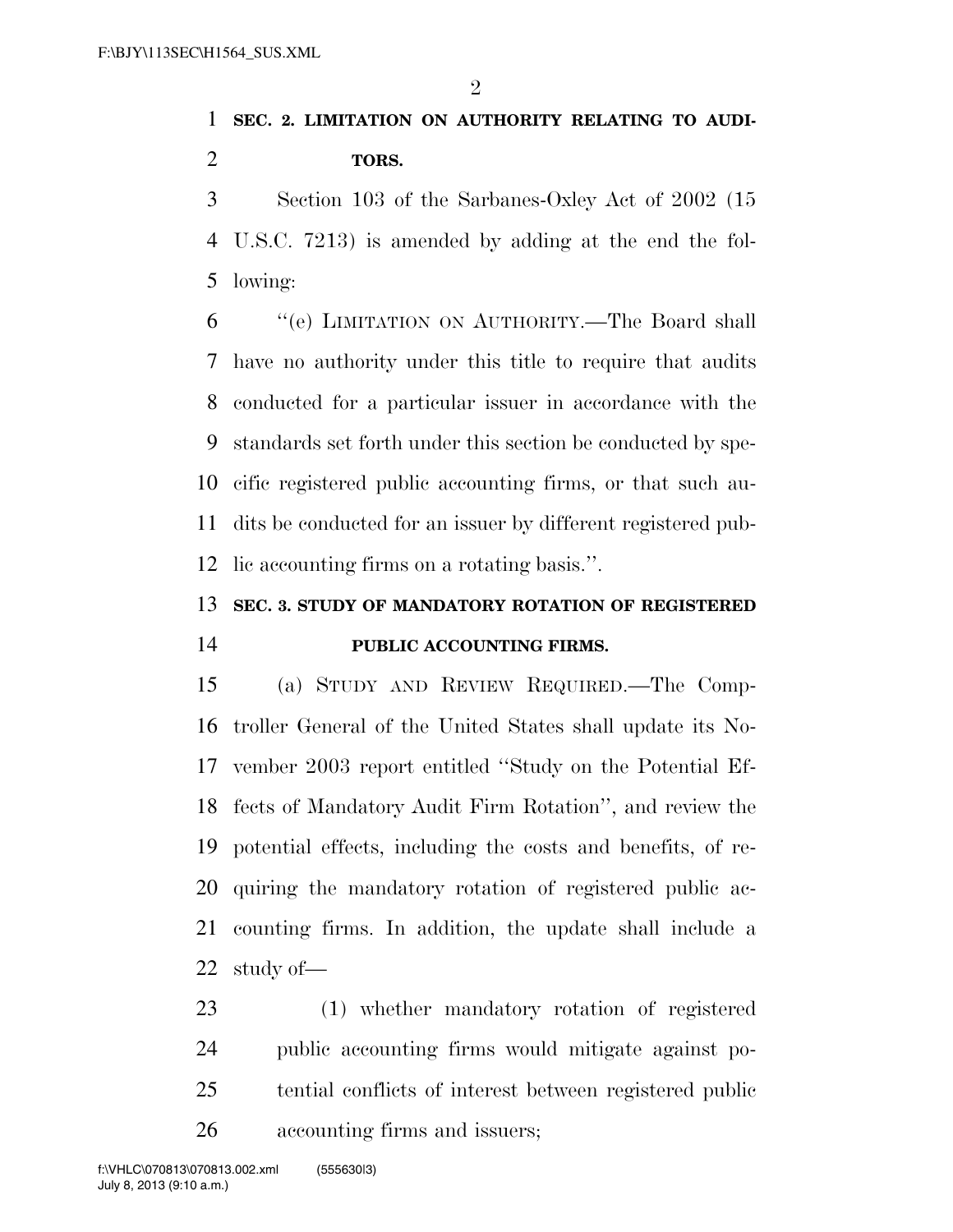**SEC. 2. LIMITATION ON AUTHORITY RELATING TO AUDITORS.**

Section 103 of the Sarbanes-Oxley Act of 2002 (15 U.S.C. 7213) is amended by adding at the end the following:

"(e) LIMITATION ON AUTHORITY.—The Board shall have no authority under this title to require that audits conducted for a particular issuer in accordance with the standards set forth under this section be conducted by specific registered public accounting firms, or that such audits be conducted for an issuer by different registered public accounting firms on a rotating basis.".

**SEC. 3. STUDY OF MANDATORY ROTATION OF REGISTERED PUBLIC ACCOUNTING FIRMS.**

(a) STUDY AND REVIEW REQUIRED.—The Comptroller General of the United States shall update its November 2003 report entitled "Study on the Potential Effects of Mandatory Audit Firm Rotation", and review the potential effects, including the costs and benefits, of requiring the mandatory rotation of registered public accounting firms. In addition, the update shall include a study of—

(1) whether mandatory rotation of registered public accounting firms would mitigate against potential conflicts of interest between registered public accounting firms and issuers;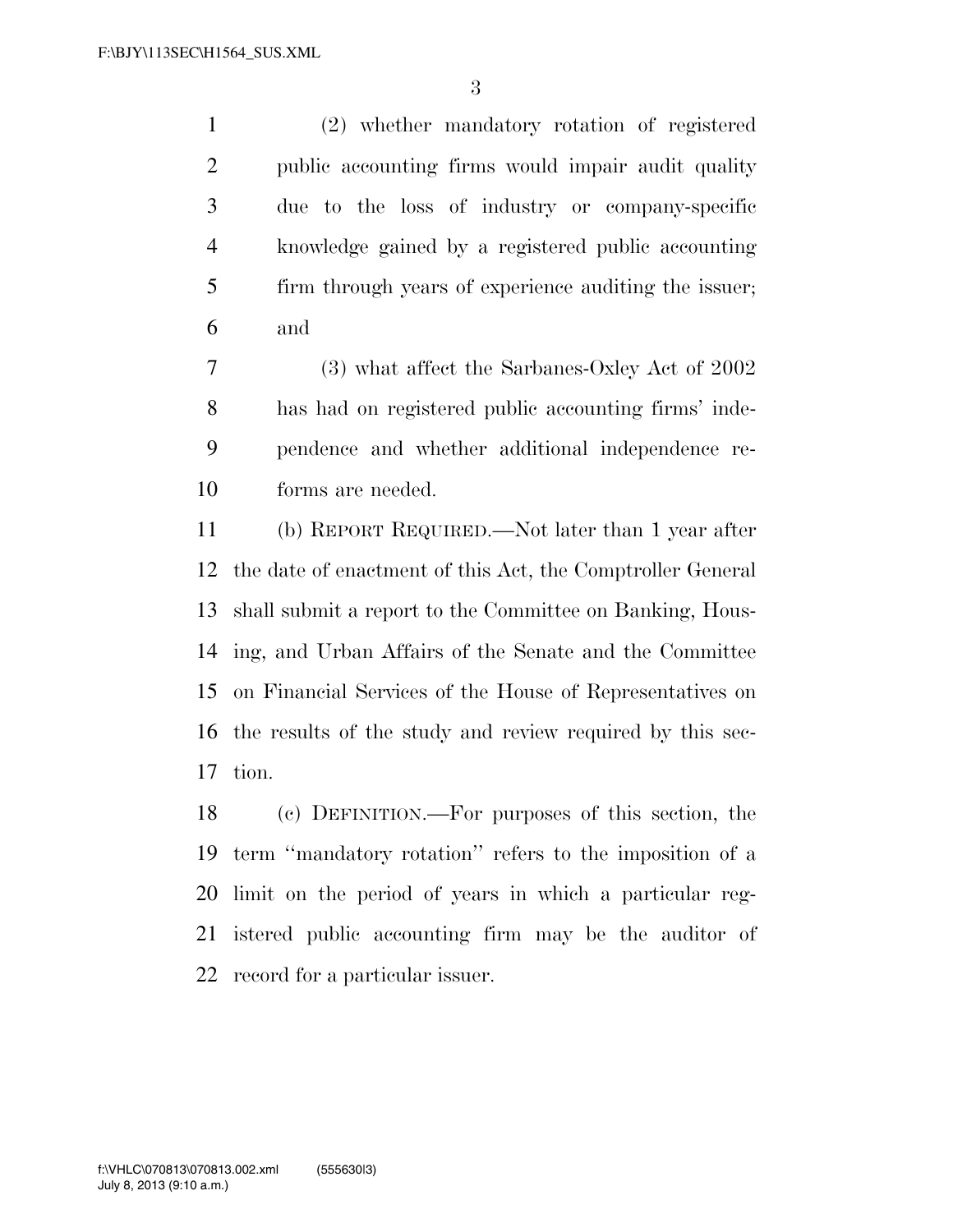(2) whether mandatory rotation of registered public accounting firms would impair audit quality due to the loss of industry or company-specific knowledge gained by a registered public accounting firm through years of experience auditing the issuer; and

(3) what affect the Sarbanes-Oxley Act of 2002 has had on registered public accounting firms' independence and whether additional independence reforms are needed.

(b) REPORT REQUIRED.—Not later than 1 year after the date of enactment of this Act, the Comptroller General shall submit a report to the Committee on Banking, Housing, and Urban Affairs of the Senate and the Committee on Financial Services of the House of Representatives on the results of the study and review required by this section.

(c) DEFINITION.—For purposes of this section, the term "mandatory rotation" refers to the imposition of a limit on the period of years in which a particular registered public accounting firm may be the auditor of record for a particular issuer.